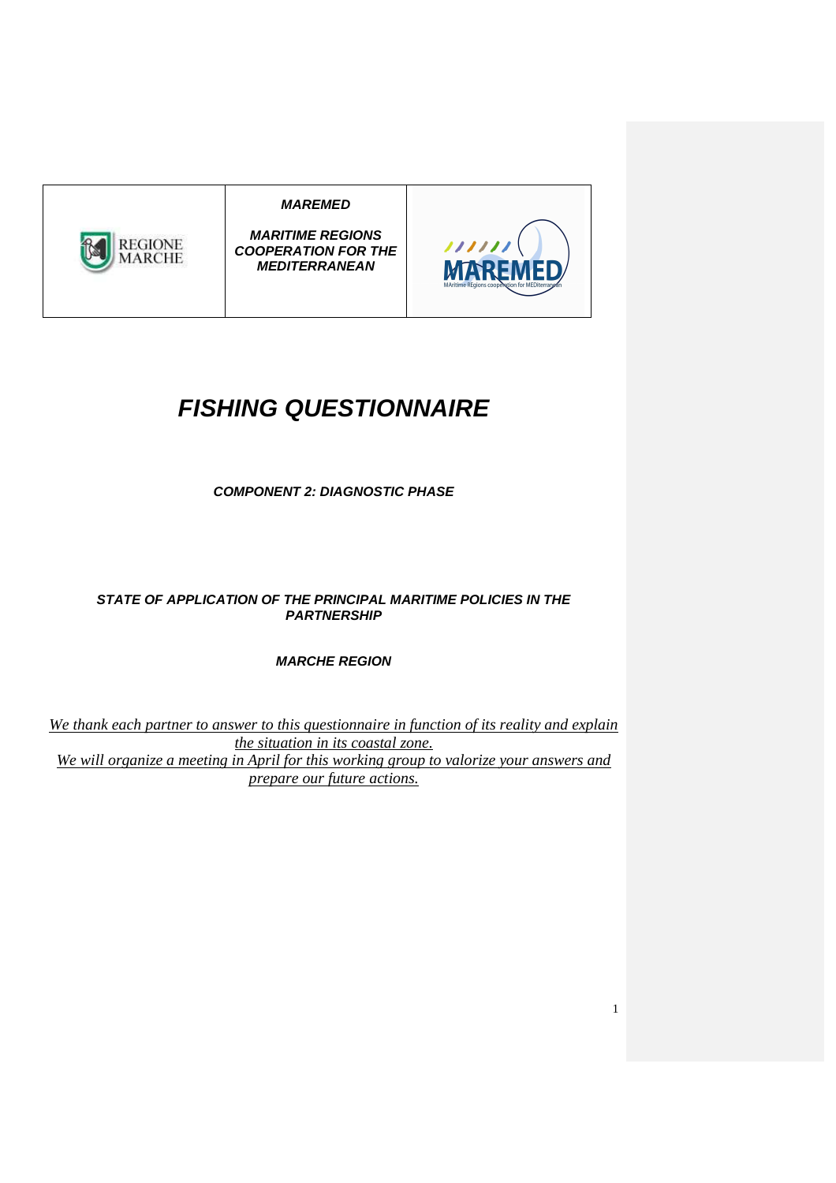| REGIONE MARCHE | ***MAREMED***<br><br>***MARITIME REGIONS COOPERATION FOR THE MEDITERRANEAN*** | MAREMED<br>MAritime REgions cooperation for MEDiterranean |
|---|---|---|

# *FISHING QUESTIONNAIRE*

***COMPONENT 2: DIAGNOSTIC PHASE***

***STATE OF APPLICATION OF THE PRINCIPAL MARITIME POLICIES IN THE PARTNERSHIP***

***MARCHE REGION***

*We thank each partner to answer to this questionnaire in function of its reality and explain the situation in its coastal zone.*
*We will organize a meeting in April for this working group to valorize your answers and prepare our future actions.*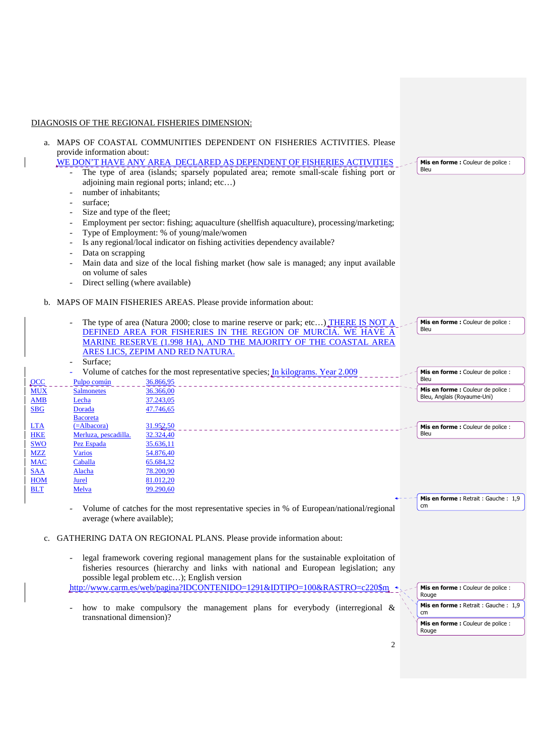DIAGNOSIS OF THE REGIONAL FISHERIES DIMENSION:

a. MAPS OF COASTAL COMMUNITIES DEPENDENT ON FISHERIES ACTIVITIES. Please provide information about:

WE DON'T HAVE ANY AREA DECLARED AS DEPENDENT OF FISHERIES ACTIVITIES

- The type of area (islands; sparsely populated area; remote small-scale fishing port or adjoining main regional ports; inland; etc…)
- number of inhabitants;
- surface;
- Size and type of the fleet;
- Employment per sector: fishing; aquaculture (shellfish aquaculture), processing/marketing;
- Type of Employment: % of young/male/women
- Is any regional/local indicator on fishing activities dependency available?
- Data on scrapping
- Main data and size of the local fishing market (how sale is managed; any input available on volume of sales
- Direct selling (where available)

b. MAPS OF MAIN FISHERIES AREAS. Please provide information about:

- The type of area (Natura 2000; close to marine reserve or park; etc…) THERE IS NOT A DEFINED AREA FOR FISHERIES IN THE REGION OF MURCIA. WE HAVE A MARINE RESERVE (1.998 HA), AND THE MAJORITY OF THE COASTAL AREA ARES LICS, ZEPIM AND RED NATURA.
- Surface;
- Volume of catches for the most representative species; In kilograms. Year 2.009

| | | |
|---|---|---|
| OCC | Pulpo común | 36.866,95 |
| MUX | Salmonetes | 36.366,00 |
| AMB | Lecha | 37.243,05 |
| SBG | Dorada | 47.746,65 |
| LTA | Bacoreta (=Albacora) | 31.952,50 |
| HKE | Merluza, pescadilla. | 32.324,40 |
| SWO | Pez Espada | 35.636,11 |
| MZZ | Varios | 54.876,40 |
| MAC | Caballa | 65.684,32 |
| SAA | Alacha | 78.200,90 |
| HOM | Jurel | 81.012,20 |
| BLT | Melva | 99.290,60 |

- Volume of catches for the most representative species in % of European/national/regional average (where available);

c. GATHERING DATA ON REGIONAL PLANS. Please provide information about:

- legal framework covering regional management plans for the sustainable exploitation of fisheries resources (hierarchy and links with national and European legislation; any possible legal problem etc…); English version

http://www.carm.es/web/pagina?IDCONTENIDO=1291&IDTIPO=100&RASTRO=c220$m

- how to make compulsory the management plans for everybody (interregional & transnational dimension)?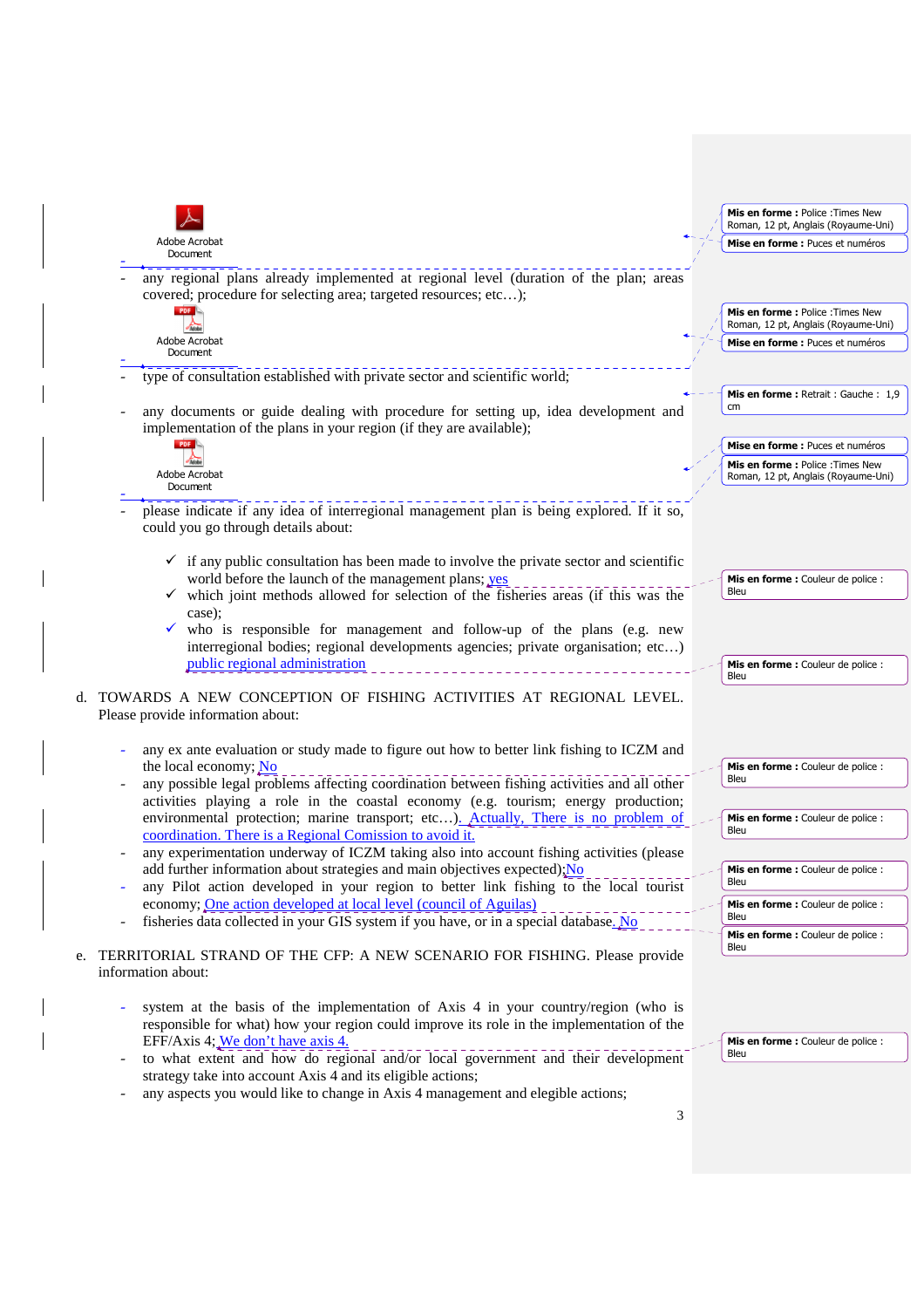Adobe Acrobat Document

- any regional plans already implemented at regional level (duration of the plan; areas covered; procedure for selecting area; targeted resources; etc…);

Adobe Acrobat Document

- type of consultation established with private sector and scientific world;

- any documents or guide dealing with procedure for setting up, idea development and implementation of the plans in your region (if they are available);

Adobe Acrobat Document

- please indicate if any idea of interregional management plan is being explored. If it so, could you go through details about:

  - ✓ if any public consultation has been made to involve the private sector and scientific world before the launch of the management plans; yes
  - ✓ which joint methods allowed for selection of the fisheries areas (if this was the case);
  - ✓ who is responsible for management and follow-up of the plans (e.g. new interregional bodies; regional developments agencies; private organisation; etc…) public regional administration

d. TOWARDS A NEW CONCEPTION OF FISHING ACTIVITIES AT REGIONAL LEVEL. Please provide information about:

- any ex ante evaluation or study made to figure out how to better link fishing to ICZM and the local economy; No
- any possible legal problems affecting coordination between fishing activities and all other activities playing a role in the coastal economy (e.g. tourism; energy production; environmental protection; marine transport; etc…). Actually, There is no problem of coordination. There is a Regional Comission to avoid it.
- any experimentation underway of ICZM taking also into account fishing activities (please add further information about strategies and main objectives expected);No
- any Pilot action developed in your region to better link fishing to the local tourist economy; One action developed at local level (council of Aguilas)
- fisheries data collected in your GIS system if you have, or in a special database. No

e. TERRITORIAL STRAND OF THE CFP: A NEW SCENARIO FOR FISHING. Please provide information about:

- system at the basis of the implementation of Axis 4 in your country/region (who is responsible for what) how your region could improve its role in the implementation of the EFF/Axis 4; We don't have axis 4.
- to what extent and how do regional and/or local government and their development strategy take into account Axis 4 and its eligible actions;
- any aspects you would like to change in Axis 4 management and elegible actions;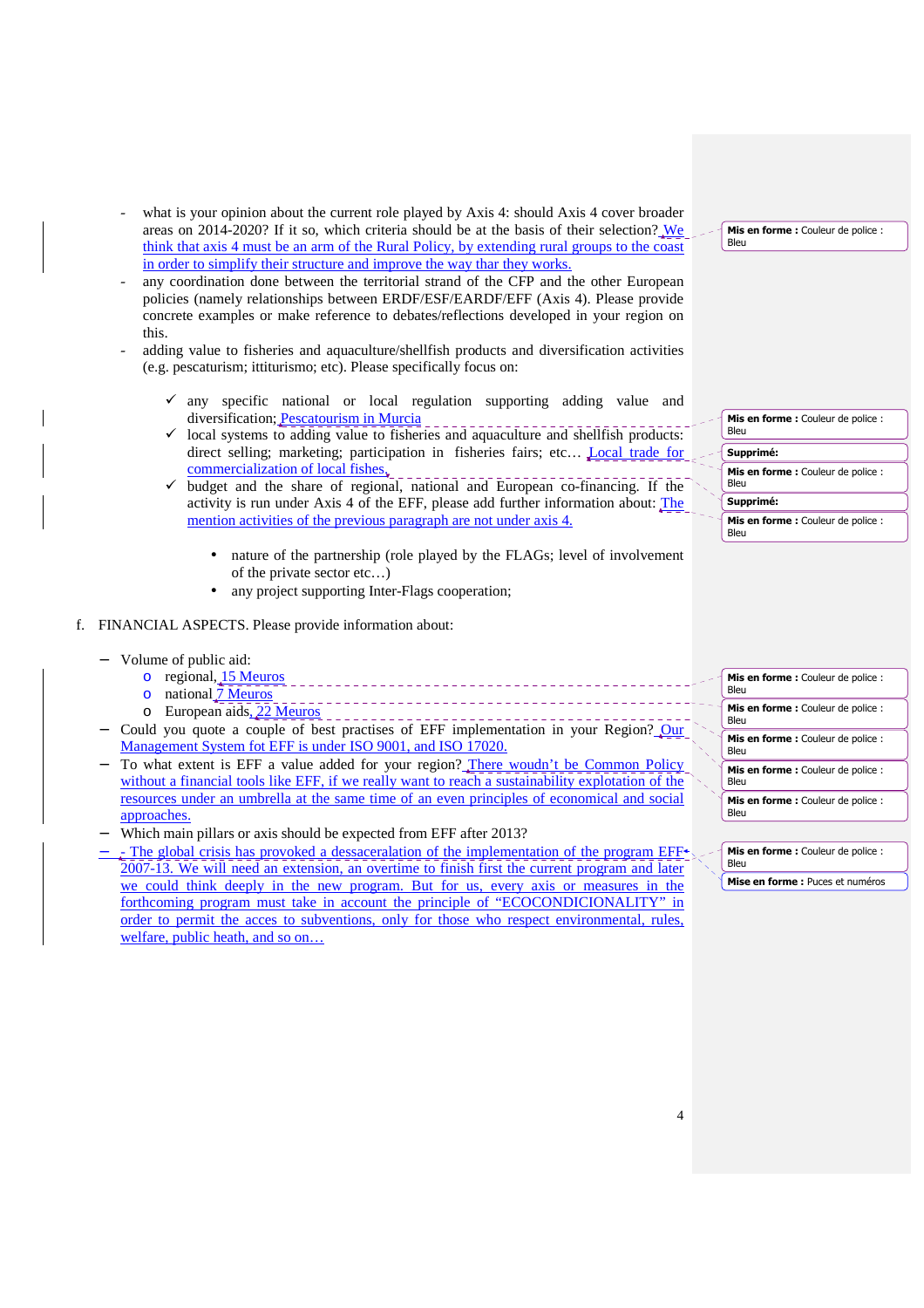- what is your opinion about the current role played by Axis 4: should Axis 4 cover broader areas on 2014-2020? If it so, which criteria should be at the basis of their selection? We think that axis 4 must be an arm of the Rural Policy, by extending rural groups to the coast in order to simplify their structure and improve the way thar they works.
- any coordination done between the territorial strand of the CFP and the other European policies (namely relationships between ERDF/ESF/EARDF/EFF (Axis 4). Please provide concrete examples or make reference to debates/reflections developed in your region on this.
- adding value to fisheries and aquaculture/shellfish products and diversification activities (e.g. pescaturism; ittiturismo; etc). Please specifically focus on:

  - ✓ any specific national or local regulation supporting adding value and diversification; Pescatourism in Murcia
  - ✓ local systems to adding value to fisheries and aquaculture and shellfish products: direct selling; marketing; participation in fisheries fairs; etc… Local trade for commercialization of local fishes.
  - ✓ budget and the share of regional, national and European co-financing. If the activity is run under Axis 4 of the EFF, please add further information about: The mention activities of the previous paragraph are not under axis 4.

    - nature of the partnership (role played by the FLAGs; level of involvement of the private sector etc…)
    - any project supporting Inter-Flags cooperation;

f. FINANCIAL ASPECTS. Please provide information about:

- Volume of public aid:
  - regional, 15 Meuros
  - national 7 Meuros
  - European aids, 22 Meuros
- Could you quote a couple of best practises of EFF implementation in your Region? Our Management System fot EFF is under ISO 9001, and ISO 17020.
- To what extent is EFF a value added for your region? There woudn't be Common Policy without a financial tools like EFF, if we really want to reach a sustainability explotation of the resources under an umbrella at the same time of an even principles of economical and social approaches.
- Which main pillars or axis should be expected from EFF after 2013?
- - The global crisis has provoked a dessaceralation of the implementation of the program EFF 2007-13. We will need an extension, an overtime to finish first the current program and later we could think deeply in the new program. But for us, every axis or measures in the forthcoming program must take in account the principle of "ECOCONDICIONALITY" in order to permit the acces to subventions, only for those who respect environmental, rules, welfare, public heath, and so on…